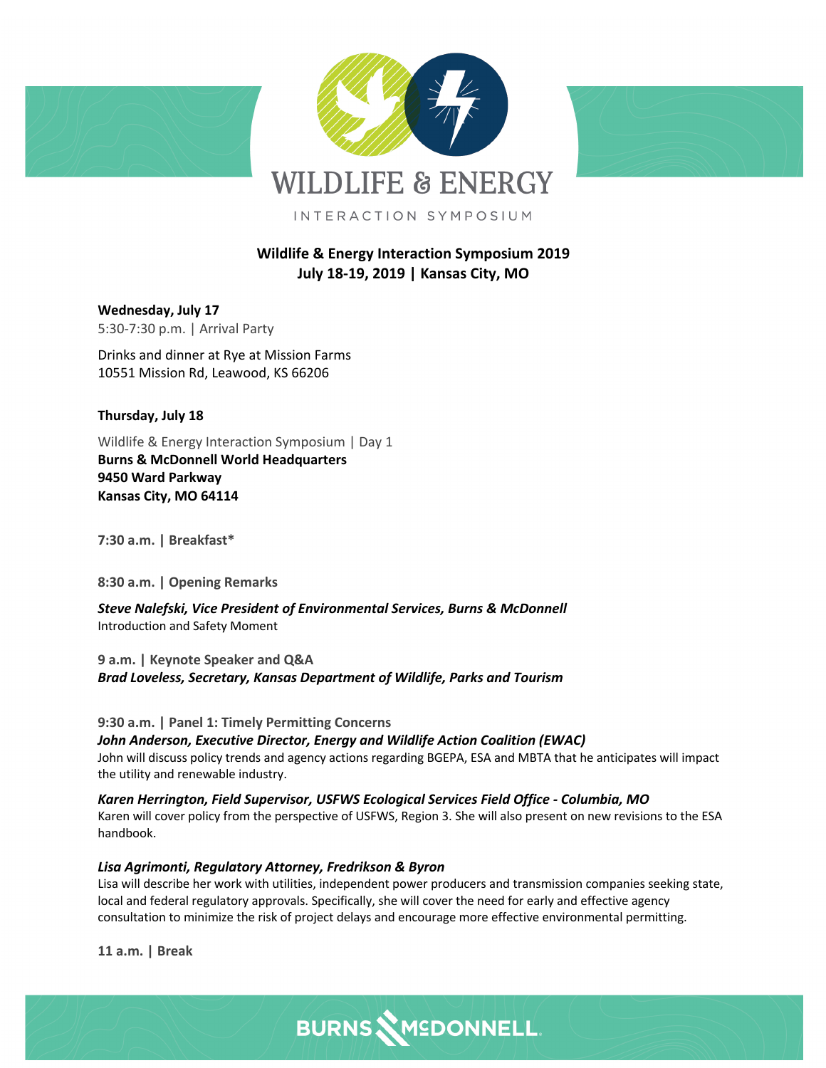# WILDLIFE & ENERGY

INTERACTION SYMPOSIUM

**Wildlife & Energy Interaction Symposium 2019**
**July 18-19, 2019 | Kansas City, MO**

**Wednesday, July 17**
5:30-7:30 p.m. | Arrival Party

Drinks and dinner at Rye at Mission Farms
10551 Mission Rd, Leawood, KS 66206

**Thursday, July 18**

Wildlife & Energy Interaction Symposium | Day 1
**Burns & McDonnell World Headquarters**
**9450 Ward Parkway**
**Kansas City, MO 64114**

**7:30 a.m. | Breakfast***

**8:30 a.m. | Opening Remarks**

***Steve Nalefski, Vice President of Environmental Services, Burns & McDonnell***
Introduction and Safety Moment

**9 a.m. | Keynote Speaker and Q&A**
***Brad Loveless, Secretary, Kansas Department of Wildlife, Parks and Tourism***

**9:30 a.m. | Panel 1: Timely Permitting Concerns**
***John Anderson, Executive Director, Energy and Wildlife Action Coalition (EWAC)***
John will discuss policy trends and agency actions regarding BGEPA, ESA and MBTA that he anticipates will impact the utility and renewable industry.

***Karen Herrington, Field Supervisor, USFWS Ecological Services Field Office - Columbia, MO***
Karen will cover policy from the perspective of USFWS, Region 3. She will also present on new revisions to the ESA handbook.

***Lisa Agrimonti, Regulatory Attorney, Fredrikson & Byron***
Lisa will describe her work with utilities, independent power producers and transmission companies seeking state, local and federal regulatory approvals. Specifically, she will cover the need for early and effective agency consultation to minimize the risk of project delays and encourage more effective environmental permitting.

**11 a.m. | Break**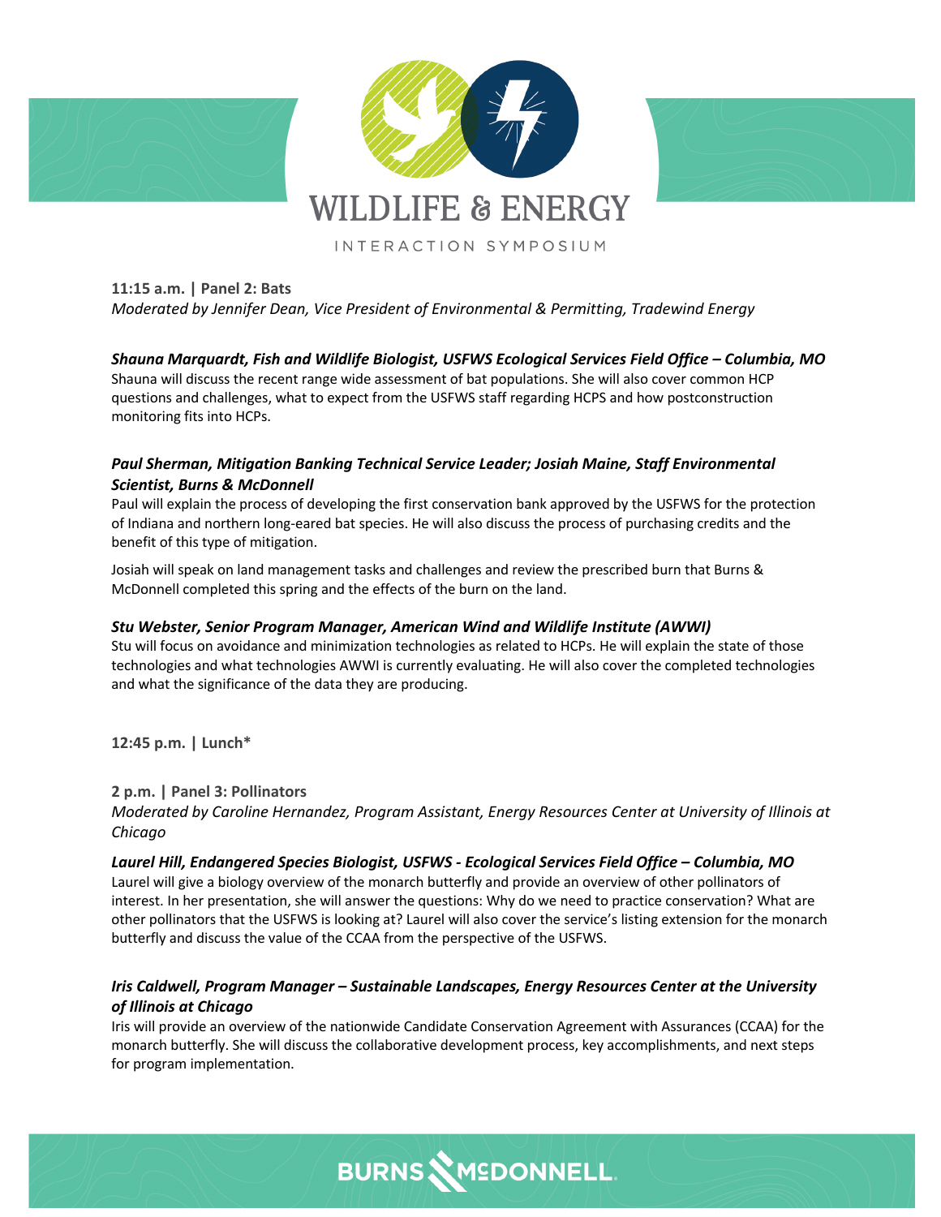**11:15 a.m. | Panel 2: Bats**

*Moderated by Jennifer Dean, Vice President of Environmental & Permitting, Tradewind Energy*

***Shauna Marquardt, Fish and Wildlife Biologist, USFWS Ecological Services Field Office – Columbia, MO***

Shauna will discuss the recent range wide assessment of bat populations. She will also cover common HCP questions and challenges, what to expect from the USFWS staff regarding HCPS and how postconstruction monitoring fits into HCPs.

***Paul Sherman, Mitigation Banking Technical Service Leader; Josiah Maine, Staff Environmental Scientist, Burns & McDonnell***

Paul will explain the process of developing the first conservation bank approved by the USFWS for the protection of Indiana and northern long-eared bat species. He will also discuss the process of purchasing credits and the benefit of this type of mitigation.

Josiah will speak on land management tasks and challenges and review the prescribed burn that Burns & McDonnell completed this spring and the effects of the burn on the land.

***Stu Webster, Senior Program Manager, American Wind and Wildlife Institute (AWWI)***

Stu will focus on avoidance and minimization technologies as related to HCPs. He will explain the state of those technologies and what technologies AWWI is currently evaluating. He will also cover the completed technologies and what the significance of the data they are producing.

**12:45 p.m. | Lunch***

**2 p.m. | Panel 3: Pollinators**

*Moderated by Caroline Hernandez, Program Assistant, Energy Resources Center at University of Illinois at Chicago*

***Laurel Hill, Endangered Species Biologist, USFWS - Ecological Services Field Office – Columbia, MO***

Laurel will give a biology overview of the monarch butterfly and provide an overview of other pollinators of interest. In her presentation, she will answer the questions: Why do we need to practice conservation? What are other pollinators that the USFWS is looking at? Laurel will also cover the service's listing extension for the monarch butterfly and discuss the value of the CCAA from the perspective of the USFWS.

***Iris Caldwell, Program Manager – Sustainable Landscapes, Energy Resources Center at the University of Illinois at Chicago***

Iris will provide an overview of the nationwide Candidate Conservation Agreement with Assurances (CCAA) for the monarch butterfly. She will discuss the collaborative development process, key accomplishments, and next steps for program implementation.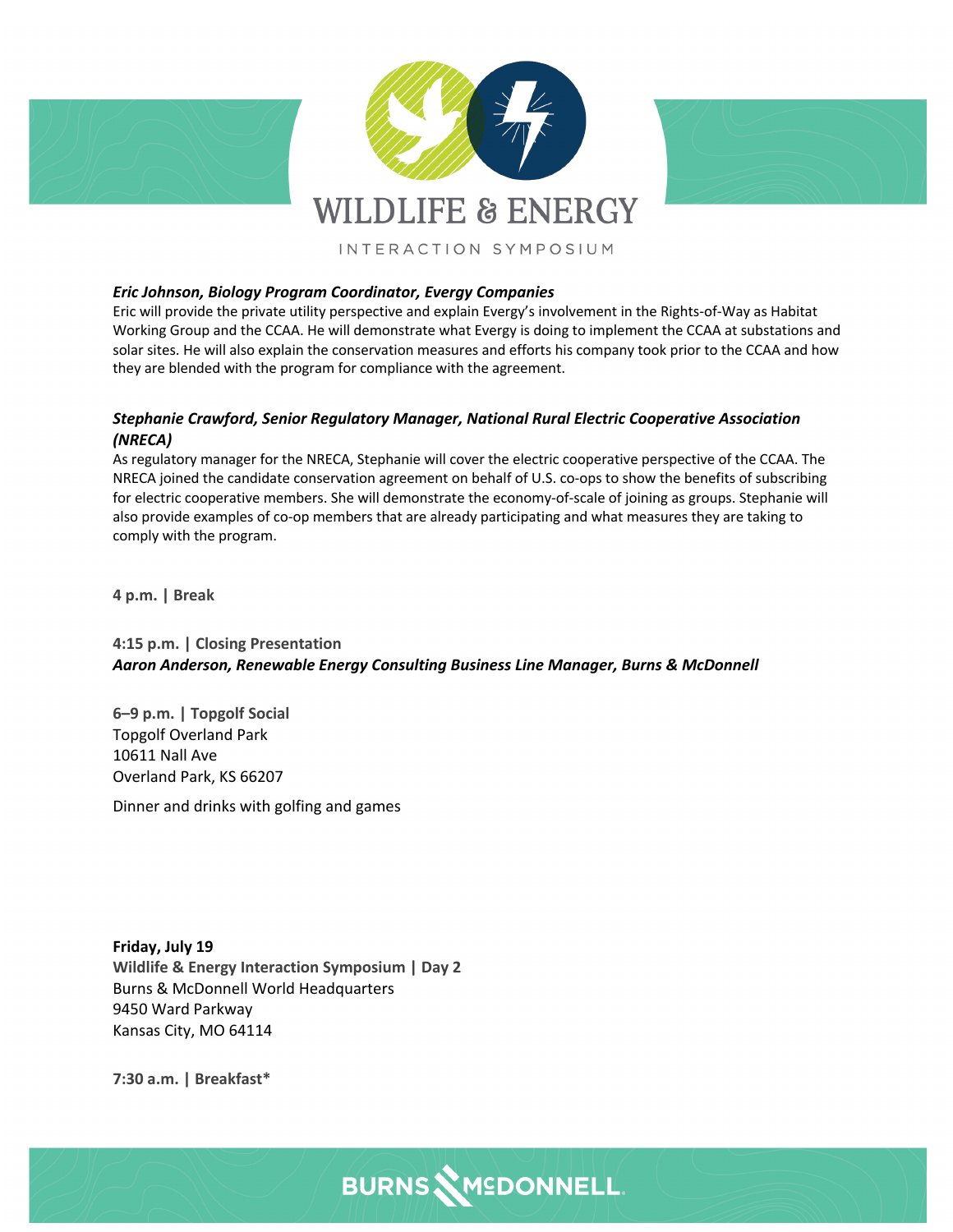***Eric Johnson, Biology Program Coordinator, Evergy Companies***

Eric will provide the private utility perspective and explain Evergy's involvement in the Rights-of-Way as Habitat Working Group and the CCAA. He will demonstrate what Evergy is doing to implement the CCAA at substations and solar sites. He will also explain the conservation measures and efforts his company took prior to the CCAA and how they are blended with the program for compliance with the agreement.

***Stephanie Crawford, Senior Regulatory Manager, National Rural Electric Cooperative Association (NRECA)***

As regulatory manager for the NRECA, Stephanie will cover the electric cooperative perspective of the CCAA. The NRECA joined the candidate conservation agreement on behalf of U.S. co-ops to show the benefits of subscribing for electric cooperative members. She will demonstrate the economy-of-scale of joining as groups. Stephanie will also provide examples of co-op members that are already participating and what measures they are taking to comply with the program.

**4 p.m. | Break**

**4:15 p.m. | Closing Presentation**
***Aaron Anderson, Renewable Energy Consulting Business Line Manager, Burns & McDonnell***

**6–9 p.m. | Topgolf Social**
Topgolf Overland Park
10611 Nall Ave
Overland Park, KS 66207

Dinner and drinks with golfing and games

**Friday, July 19**
**Wildlife & Energy Interaction Symposium | Day 2**
Burns & McDonnell World Headquarters
9450 Ward Parkway
Kansas City, MO 64114

**7:30 a.m. | Breakfast***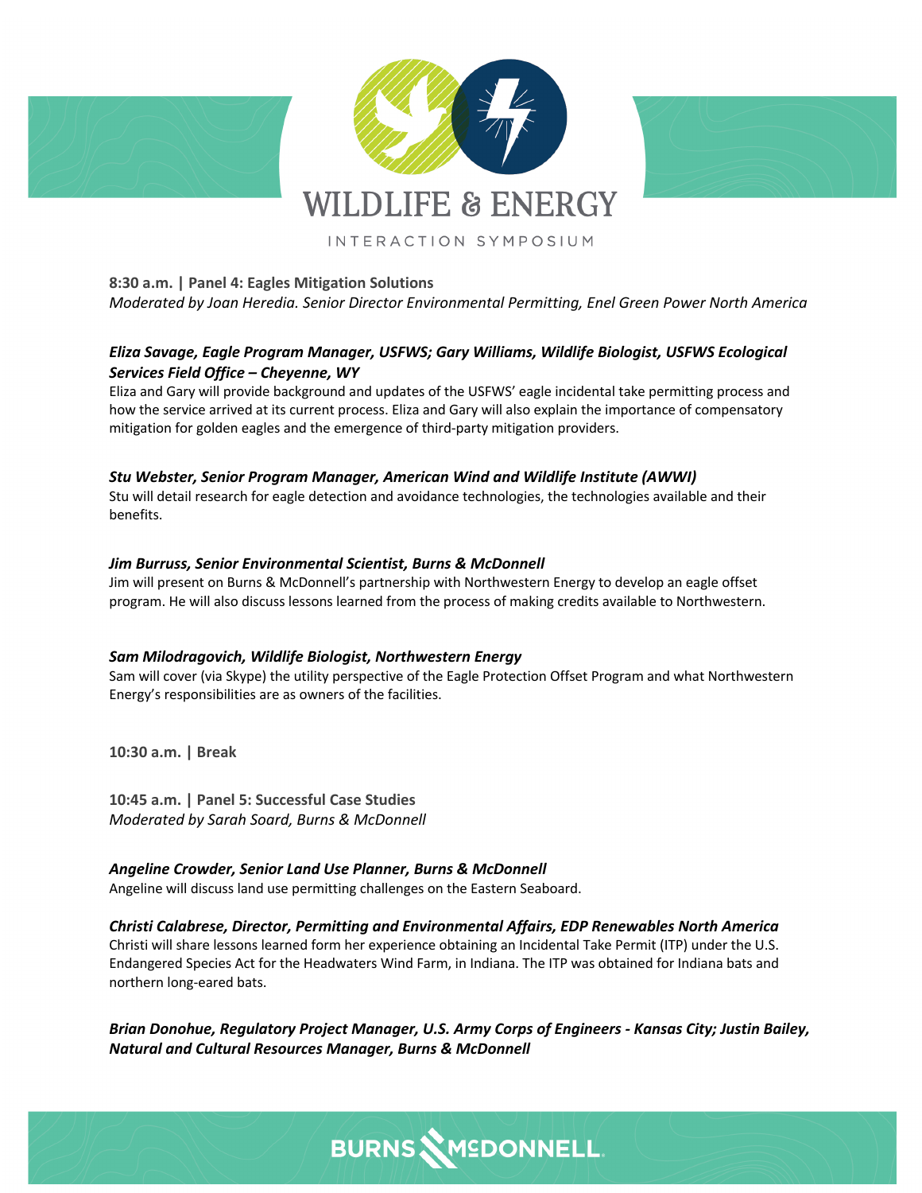**8:30 a.m. | Panel 4: Eagles Mitigation Solutions**
*Moderated by Joan Heredia. Senior Director Environmental Permitting, Enel Green Power North America*

***Eliza Savage, Eagle Program Manager, USFWS; Gary Williams, Wildlife Biologist, USFWS Ecological Services Field Office – Cheyenne, WY***
Eliza and Gary will provide background and updates of the USFWS' eagle incidental take permitting process and how the service arrived at its current process. Eliza and Gary will also explain the importance of compensatory mitigation for golden eagles and the emergence of third-party mitigation providers.

***Stu Webster, Senior Program Manager, American Wind and Wildlife Institute (AWWI)***
Stu will detail research for eagle detection and avoidance technologies, the technologies available and their benefits.

***Jim Burruss, Senior Environmental Scientist, Burns & McDonnell***
Jim will present on Burns & McDonnell's partnership with Northwestern Energy to develop an eagle offset program. He will also discuss lessons learned from the process of making credits available to Northwestern.

***Sam Milodragovich, Wildlife Biologist, Northwestern Energy***
Sam will cover (via Skype) the utility perspective of the Eagle Protection Offset Program and what Northwestern Energy's responsibilities are as owners of the facilities.

**10:30 a.m. | Break**

**10:45 a.m. | Panel 5: Successful Case Studies**
*Moderated by Sarah Soard, Burns & McDonnell*

***Angeline Crowder, Senior Land Use Planner, Burns & McDonnell***
Angeline will discuss land use permitting challenges on the Eastern Seaboard.

***Christi Calabrese, Director, Permitting and Environmental Affairs, EDP Renewables North America***
Christi will share lessons learned form her experience obtaining an Incidental Take Permit (ITP) under the U.S. Endangered Species Act for the Headwaters Wind Farm, in Indiana. The ITP was obtained for Indiana bats and northern long-eared bats.

***Brian Donohue, Regulatory Project Manager, U.S. Army Corps of Engineers - Kansas City; Justin Bailey, Natural and Cultural Resources Manager, Burns & McDonnell***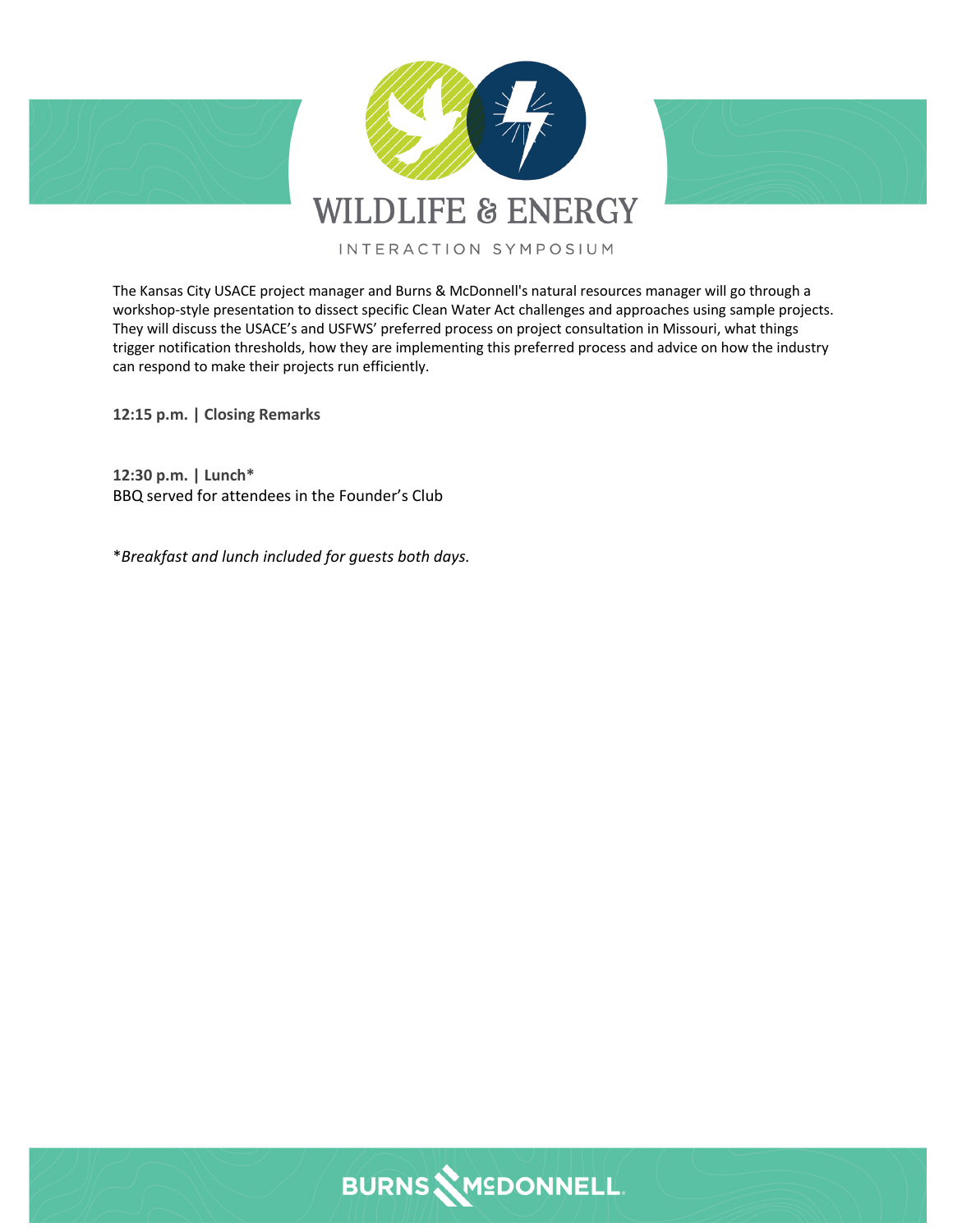The Kansas City USACE project manager and Burns & McDonnell's natural resources manager will go through a workshop-style presentation to dissect specific Clean Water Act challenges and approaches using sample projects. They will discuss the USACE's and USFWS' preferred process on project consultation in Missouri, what things trigger notification thresholds, how they are implementing this preferred process and advice on how the industry can respond to make their projects run efficiently.

**12:15 p.m. | Closing Remarks**

**12:30 p.m. | Lunch***
BBQ served for attendees in the Founder's Club

**Breakfast and lunch included for guests both days.*